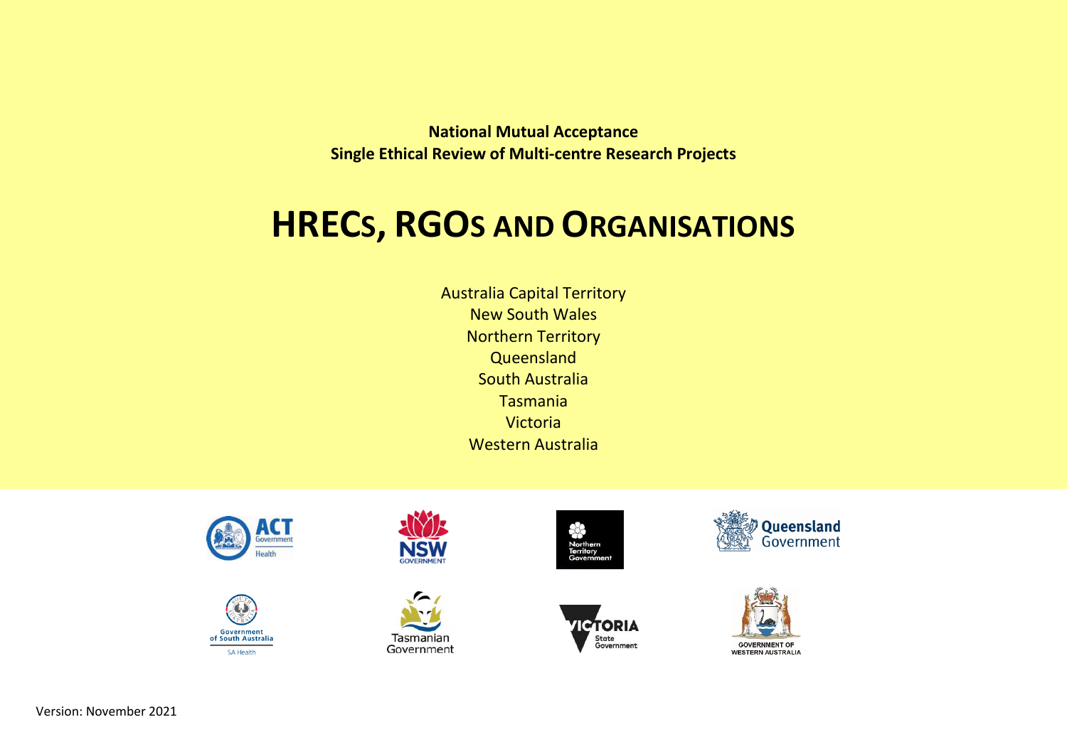**National Mutual Acceptance**
**Single Ethical Review of Multi-centre Research Projects**

# HRECs, RGOs and Organisations

Australia Capital Territory
New South Wales
Northern Territory
Queensland
South Australia
Tasmania
Victoria
Western Australia

Version: November 2021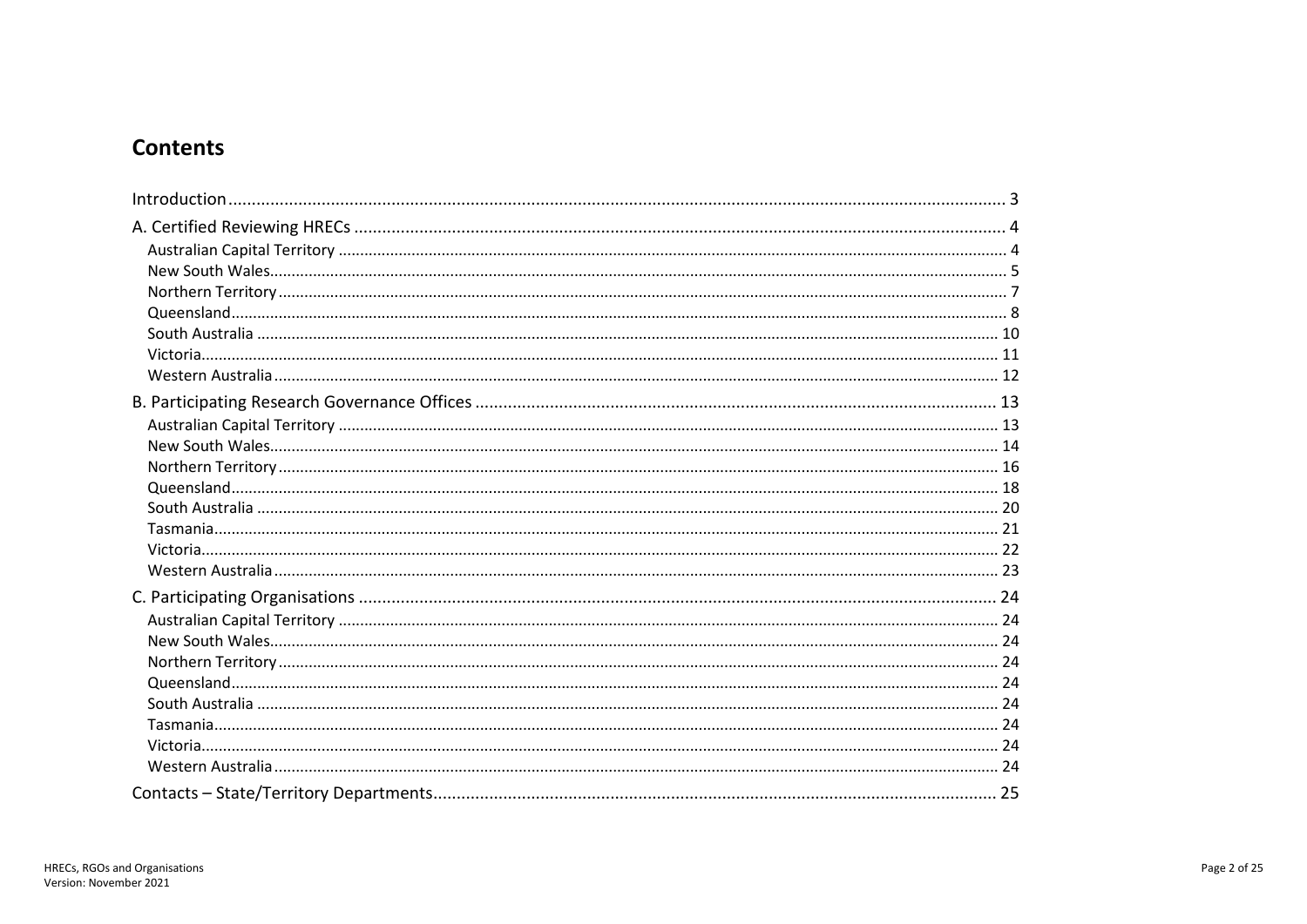## Contents

- Introduction ... 3
- A. Certified Reviewing HRECs ... 4
  - Australian Capital Territory ... 4
  - New South Wales ... 5
  - Northern Territory ... 7
  - Queensland ... 8
  - South Australia ... 10
  - Victoria ... 11
  - Western Australia ... 12
- B. Participating Research Governance Offices ... 13
  - Australian Capital Territory ... 13
  - New South Wales ... 14
  - Northern Territory ... 16
  - Queensland ... 18
  - South Australia ... 20
  - Tasmania ... 21
  - Victoria ... 22
  - Western Australia ... 23
- C. Participating Organisations ... 24
  - Australian Capital Territory ... 24
  - New South Wales ... 24
  - Northern Territory ... 24
  - Queensland ... 24
  - South Australia ... 24
  - Tasmania ... 24
  - Victoria ... 24
  - Western Australia ... 24
- Contacts – State/Territory Departments ... 25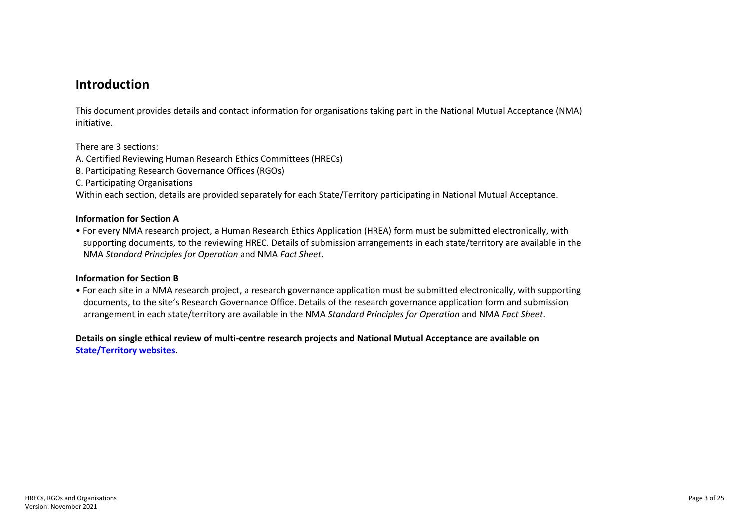## Introduction

This document provides details and contact information for organisations taking part in the National Mutual Acceptance (NMA) initiative.

There are 3 sections:
A. Certified Reviewing Human Research Ethics Committees (HRECs)
B. Participating Research Governance Offices (RGOs)
C. Participating Organisations
Within each section, details are provided separately for each State/Territory participating in National Mutual Acceptance.

**Information for Section A**

- For every NMA research project, a Human Research Ethics Application (HREA) form must be submitted electronically, with supporting documents, to the reviewing HREC. Details of submission arrangements in each state/territory are available in the NMA *Standard Principles for Operation* and NMA *Fact Sheet*.

**Information for Section B**

- For each site in a NMA research project, a research governance application must be submitted electronically, with supporting documents, to the site's Research Governance Office. Details of the research governance application form and submission arrangement in each state/territory are available in the NMA *Standard Principles for Operation* and NMA *Fact Sheet*.

**Details on single ethical review of multi-centre research projects and National Mutual Acceptance are available on State/Territory websites.**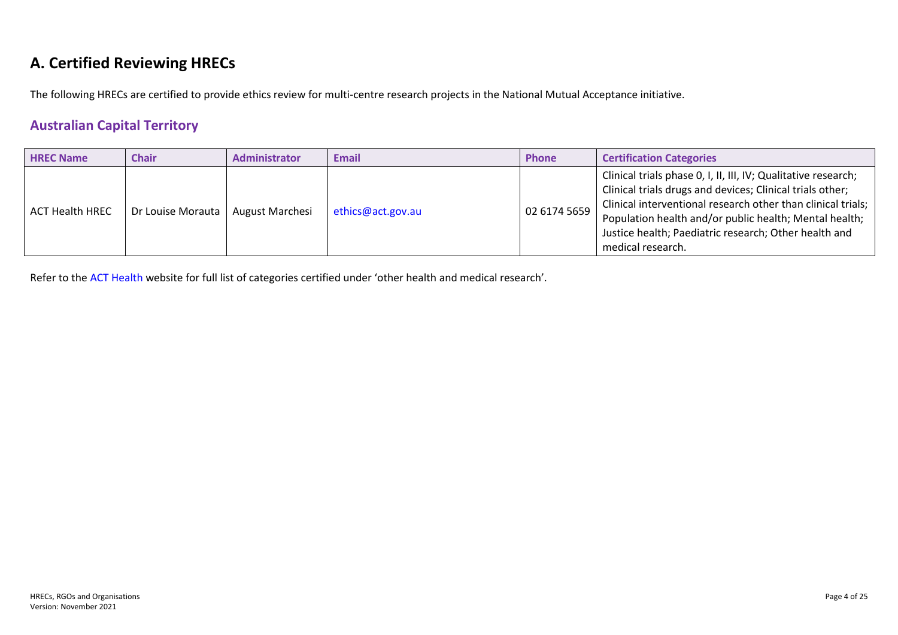# A. Certified Reviewing HRECs

The following HRECs are certified to provide ethics review for multi-centre research projects in the National Mutual Acceptance initiative.

## Australian Capital Territory

| HREC Name | Chair | Administrator | Email | Phone | Certification Categories |
|---|---|---|---|---|---|
| ACT Health HREC | Dr Louise Morauta | August Marchesi | ethics@act.gov.au | 02 6174 5659 | Clinical trials phase 0, I, II, III, IV; Qualitative research; Clinical trials drugs and devices; Clinical trials other; Clinical interventional research other than clinical trials; Population health and/or public health; Mental health; Justice health; Paediatric research; Other health and medical research. |

Refer to the ACT Health website for full list of categories certified under 'other health and medical research'.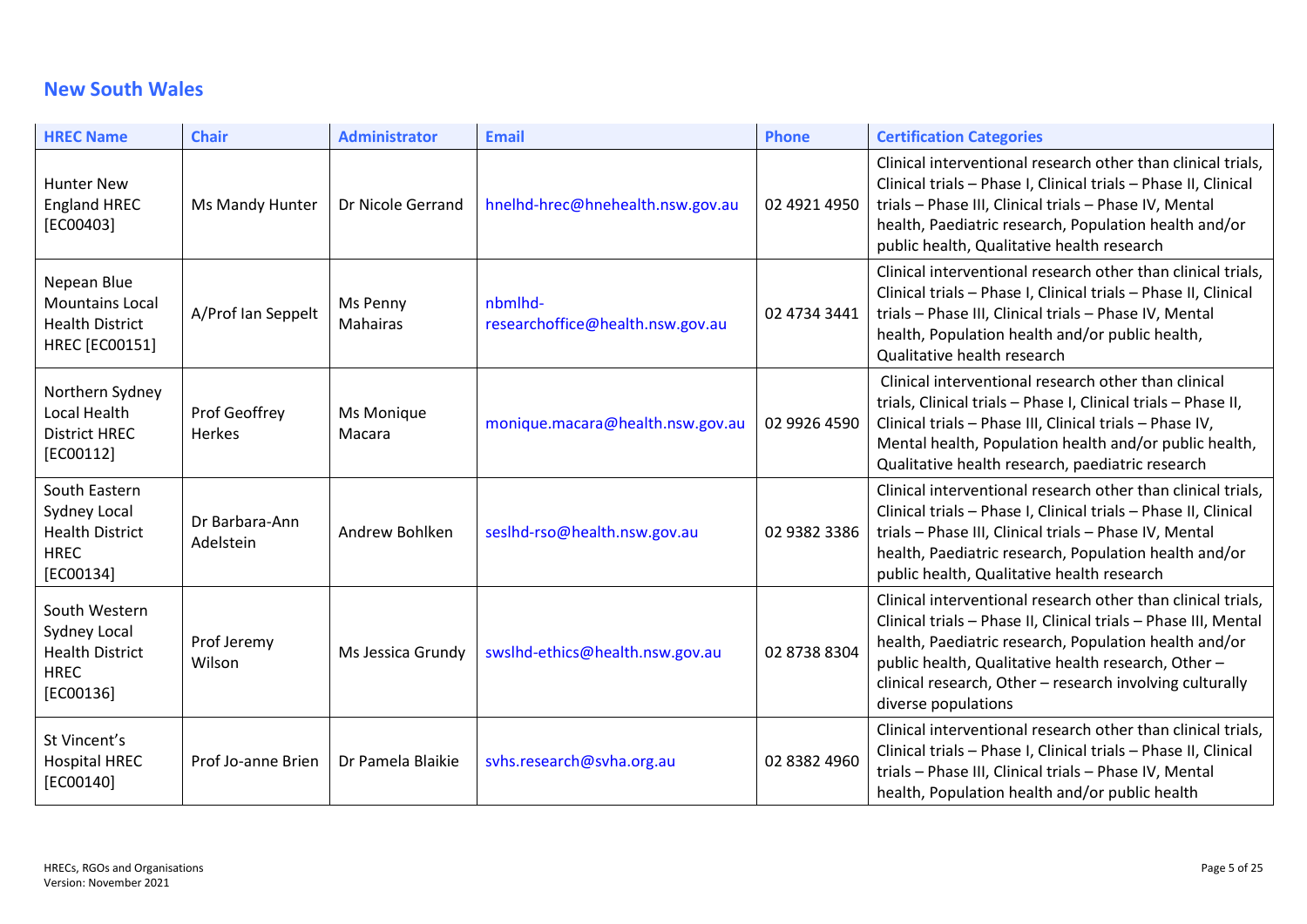## New South Wales

| HREC Name | Chair | Administrator | Email | Phone | Certification Categories |
|---|---|---|---|---|---|
| Hunter New England HREC [EC00403] | Ms Mandy Hunter | Dr Nicole Gerrand | hnelhd-hrec@hnehealth.nsw.gov.au | 02 4921 4950 | Clinical interventional research other than clinical trials, Clinical trials – Phase I, Clinical trials – Phase II, Clinical trials – Phase III, Clinical trials – Phase IV, Mental health, Paediatric research, Population health and/or public health, Qualitative health research |
| Nepean Blue Mountains Local Health District HREC [EC00151] | A/Prof Ian Seppelt | Ms Penny Mahairas | nbmlhd-researchoffice@health.nsw.gov.au | 02 4734 3441 | Clinical interventional research other than clinical trials, Clinical trials – Phase I, Clinical trials – Phase II, Clinical trials – Phase III, Clinical trials – Phase IV, Mental health, Population health and/or public health, Qualitative health research |
| Northern Sydney Local Health District HREC [EC00112] | Prof Geoffrey Herkes | Ms Monique Macara | monique.macara@health.nsw.gov.au | 02 9926 4590 | Clinical interventional research other than clinical trials, Clinical trials – Phase I, Clinical trials – Phase II, Clinical trials – Phase III, Clinical trials – Phase IV, Mental health, Population health and/or public health, Qualitative health research, paediatric research |
| South Eastern Sydney Local Health District HREC [EC00134] | Dr Barbara-Ann Adelstein | Andrew Bohlken | seslhd-rso@health.nsw.gov.au | 02 9382 3386 | Clinical interventional research other than clinical trials, Clinical trials – Phase I, Clinical trials – Phase II, Clinical trials – Phase III, Clinical trials – Phase IV, Mental health, Paediatric research, Population health and/or public health, Qualitative health research |
| South Western Sydney Local Health District HREC [EC00136] | Prof Jeremy Wilson | Ms Jessica Grundy | swslhd-ethics@health.nsw.gov.au | 02 8738 8304 | Clinical interventional research other than clinical trials, Clinical trials – Phase II, Clinical trials – Phase III, Mental health, Paediatric research, Population health and/or public health, Qualitative health research, Other – clinical research, Other – research involving culturally diverse populations |
| St Vincent's Hospital HREC [EC00140] | Prof Jo-anne Brien | Dr Pamela Blaikie | svhs.research@svha.org.au | 02 8382 4960 | Clinical interventional research other than clinical trials, Clinical trials – Phase I, Clinical trials – Phase II, Clinical trials – Phase III, Clinical trials – Phase IV, Mental health, Population health and/or public health |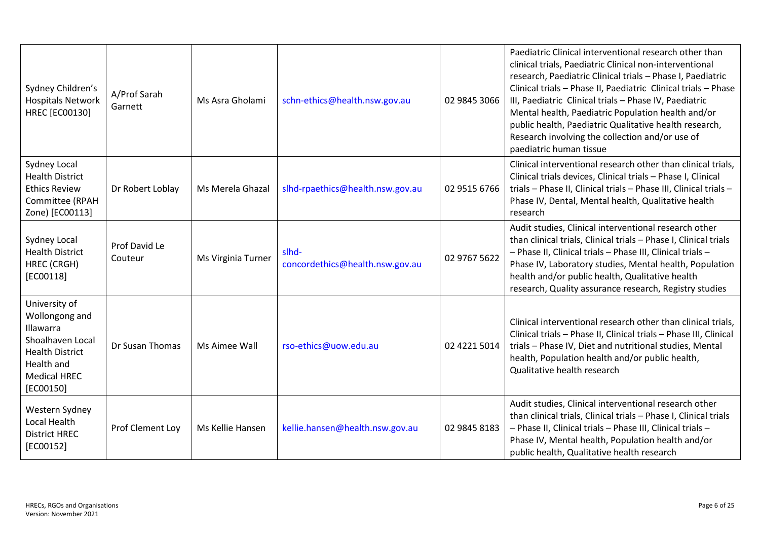| | | | | | |
|---|---|---|---|---|---|
| Sydney Children's Hospitals Network HREC [EC00130] | A/Prof Sarah Garnett | Ms Asra Gholami | schn-ethics@health.nsw.gov.au | 02 9845 3066 | Paediatric Clinical interventional research other than clinical trials, Paediatric Clinical non-interventional research, Paediatric Clinical trials – Phase I, Paediatric Clinical trials – Phase II, Paediatric Clinical trials – Phase III, Paediatric Clinical trials – Phase IV, Paediatric Mental health, Paediatric Population health and/or public health, Paediatric Qualitative health research, Research involving the collection and/or use of paediatric human tissue |
| Sydney Local Health District Ethics Review Committee (RPAH Zone) [EC00113] | Dr Robert Loblay | Ms Merela Ghazal | slhd-rpaethics@health.nsw.gov.au | 02 9515 6766 | Clinical interventional research other than clinical trials, Clinical trials devices, Clinical trials – Phase I, Clinical trials – Phase II, Clinical trials – Phase III, Clinical trials – Phase IV, Dental, Mental health, Qualitative health research |
| Sydney Local Health District HREC (CRGH) [EC00118] | Prof David Le Couteur | Ms Virginia Turner | slhd-concordethics@health.nsw.gov.au | 02 9767 5622 | Audit studies, Clinical interventional research other than clinical trials, Clinical trials – Phase I, Clinical trials – Phase II, Clinical trials – Phase III, Clinical trials – Phase IV, Laboratory studies, Mental health, Population health and/or public health, Qualitative health research, Quality assurance research, Registry studies |
| University of Wollongong and Illawarra Shoalhaven Local Health District Health and Medical HREC [EC00150] | Dr Susan Thomas | Ms Aimee Wall | rso-ethics@uow.edu.au | 02 4221 5014 | Clinical interventional research other than clinical trials, Clinical trials – Phase II, Clinical trials – Phase III, Clinical trials – Phase IV, Diet and nutritional studies, Mental health, Population health and/or public health, Qualitative health research |
| Western Sydney Local Health District HREC [EC00152] | Prof Clement Loy | Ms Kellie Hansen | kellie.hansen@health.nsw.gov.au | 02 9845 8183 | Audit studies, Clinical interventional research other than clinical trials, Clinical trials – Phase I, Clinical trials – Phase II, Clinical trials – Phase III, Clinical trials – Phase IV, Mental health, Population health and/or public health, Qualitative health research |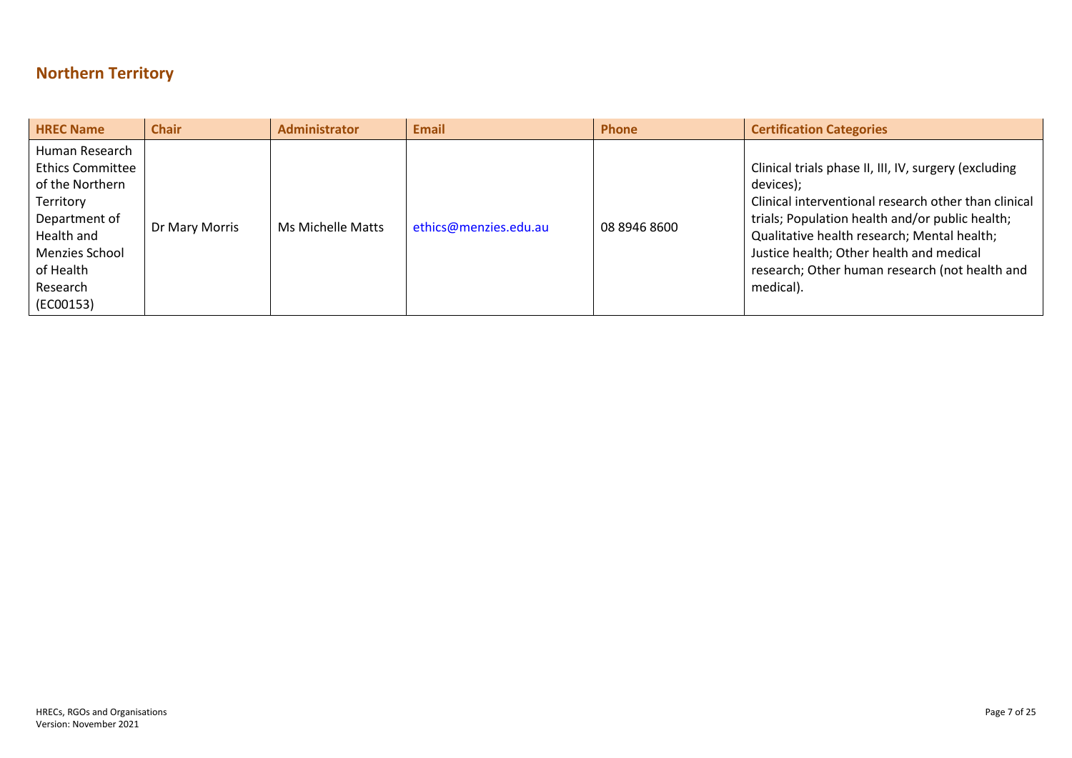## Northern Territory

| HREC Name | Chair | Administrator | Email | Phone | Certification Categories |
| --- | --- | --- | --- | --- | --- |
| Human Research Ethics Committee of the Northern Territory Department of Health and Menzies School of Health Research (EC00153) | Dr Mary Morris | Ms Michelle Matts | ethics@menzies.edu.au | 08 8946 8600 | Clinical trials phase II, III, IV, surgery (excluding devices); Clinical interventional research other than clinical trials; Population health and/or public health; Qualitative health research; Mental health; Justice health; Other health and medical research; Other human research (not health and medical). |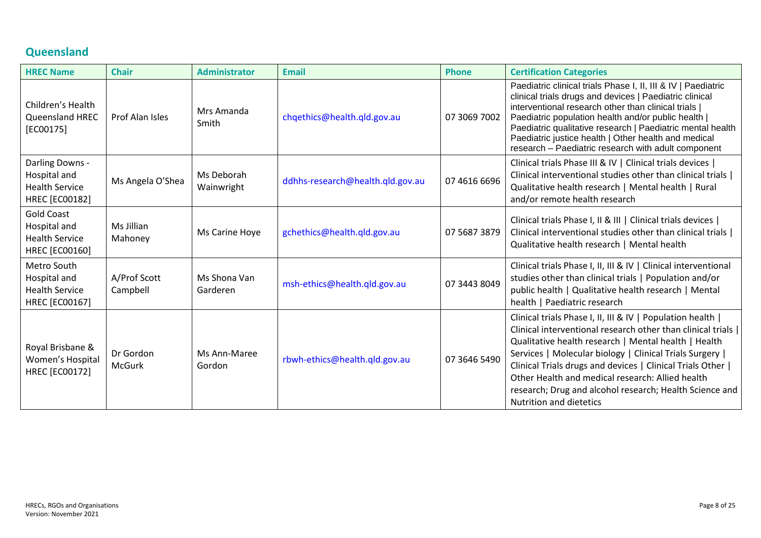## Queensland

| HREC Name | Chair | Administrator | Email | Phone | Certification Categories |
|---|---|---|---|---|---|
| Children's Health Queensland HREC [EC00175] | Prof Alan Isles | Mrs Amanda Smith | chqethics@health.qld.gov.au | 07 3069 7002 | Paediatric clinical trials Phase I, II, III & IV \| Paediatric clinical trials drugs and devices \| Paediatric clinical interventional research other than clinical trials \| Paediatric population health and/or public health \| Paediatric qualitative research \| Paediatric mental health Paediatric justice health \| Other health and medical research – Paediatric research with adult component |
| Darling Downs - Hospital and Health Service HREC [EC00182] | Ms Angela O'Shea | Ms Deborah Wainwright | ddhhs-research@health.qld.gov.au | 07 4616 6696 | Clinical trials Phase III & IV \| Clinical trials devices \| Clinical interventional studies other than clinical trials \| Qualitative health research \| Mental health \| Rural and/or remote health research |
| Gold Coast Hospital and Health Service HREC [EC00160] | Ms Jillian Mahoney | Ms Carine Hoye | gchethics@health.qld.gov.au | 07 5687 3879 | Clinical trials Phase I, II & III \| Clinical trials devices \| Clinical interventional studies other than clinical trials \| Qualitative health research \| Mental health |
| Metro South Hospital and Health Service HREC [EC00167] | A/Prof Scott Campbell | Ms Shona Van Garderen | msh-ethics@health.qld.gov.au | 07 3443 8049 | Clinical trials Phase I, II, III & IV \| Clinical interventional studies other than clinical trials \| Population and/or public health \| Qualitative health research \| Mental health \| Paediatric research |
| Royal Brisbane & Women's Hospital HREC [EC00172] | Dr Gordon McGurk | Ms Ann-Maree Gordon | rbwh-ethics@health.qld.gov.au | 07 3646 5490 | Clinical trials Phase I, II, III & IV \| Population health \| Clinical interventional research other than clinical trials \| Qualitative health research \| Mental health \| Health Services \| Molecular biology \| Clinical Trials Surgery \| Clinical Trials drugs and devices \| Clinical Trials Other \| Other Health and medical research: Allied health research; Drug and alcohol research; Health Science and Nutrition and dietetics |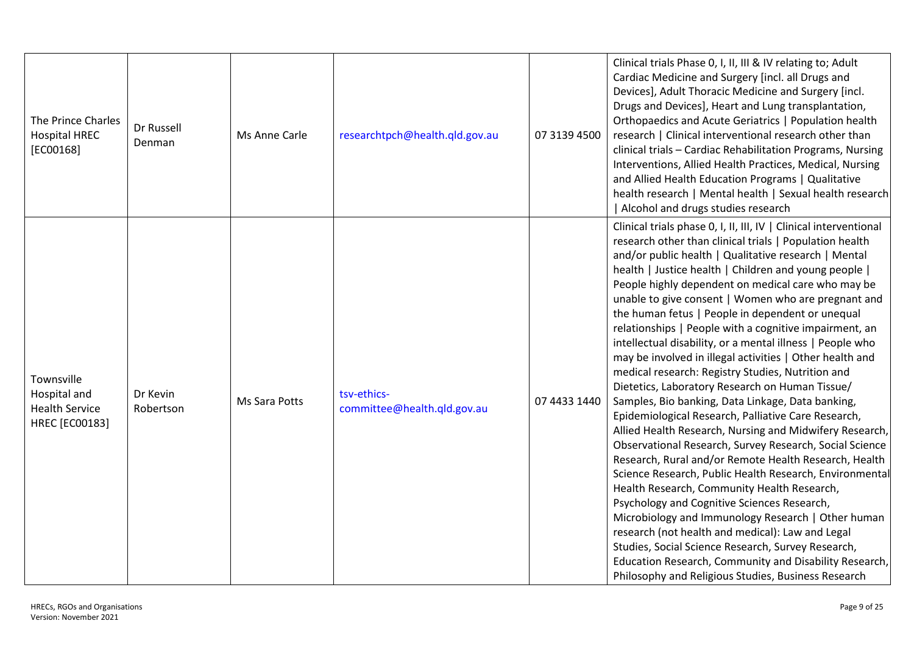| | | | | | |
|---|---|---|---|---|---|
| The Prince Charles Hospital HREC [EC00168] | Dr Russell Denman | Ms Anne Carle | researchtpch@health.qld.gov.au | 07 3139 4500 | Clinical trials Phase 0, I, II, III & IV relating to; Adult Cardiac Medicine and Surgery [incl. all Drugs and Devices], Adult Thoracic Medicine and Surgery [incl. Drugs and Devices], Heart and Lung transplantation, Orthopaedics and Acute Geriatrics \| Population health research \| Clinical interventional research other than clinical trials – Cardiac Rehabilitation Programs, Nursing Interventions, Allied Health Practices, Medical, Nursing and Allied Health Education Programs \| Qualitative health research \| Mental health \| Sexual health research \| Alcohol and drugs studies research |
| Townsville Hospital and Health Service HREC [EC00183] | Dr Kevin Robertson | Ms Sara Potts | tsv-ethics-committee@health.qld.gov.au | 07 4433 1440 | Clinical trials phase 0, I, II, III, IV \| Clinical interventional research other than clinical trials \| Population health and/or public health \| Qualitative research \| Mental health \| Justice health \| Children and young people \| People highly dependent on medical care who may be unable to give consent \| Women who are pregnant and the human fetus \| People in dependent or unequal relationships \| People with a cognitive impairment, an intellectual disability, or a mental illness \| People who may be involved in illegal activities \| Other health and medical research: Registry Studies, Nutrition and Dietetics, Laboratory Research on Human Tissue/ Samples, Bio banking, Data Linkage, Data banking, Epidemiological Research, Palliative Care Research, Allied Health Research, Nursing and Midwifery Research, Observational Research, Survey Research, Social Science Research, Rural and/or Remote Health Research, Health Science Research, Public Health Research, Environmental Health Research, Community Health Research, Psychology and Cognitive Sciences Research, Microbiology and Immunology Research \| Other human research (not health and medical): Law and Legal Studies, Social Science Research, Survey Research, Education Research, Community and Disability Research, Philosophy and Religious Studies, Business Research |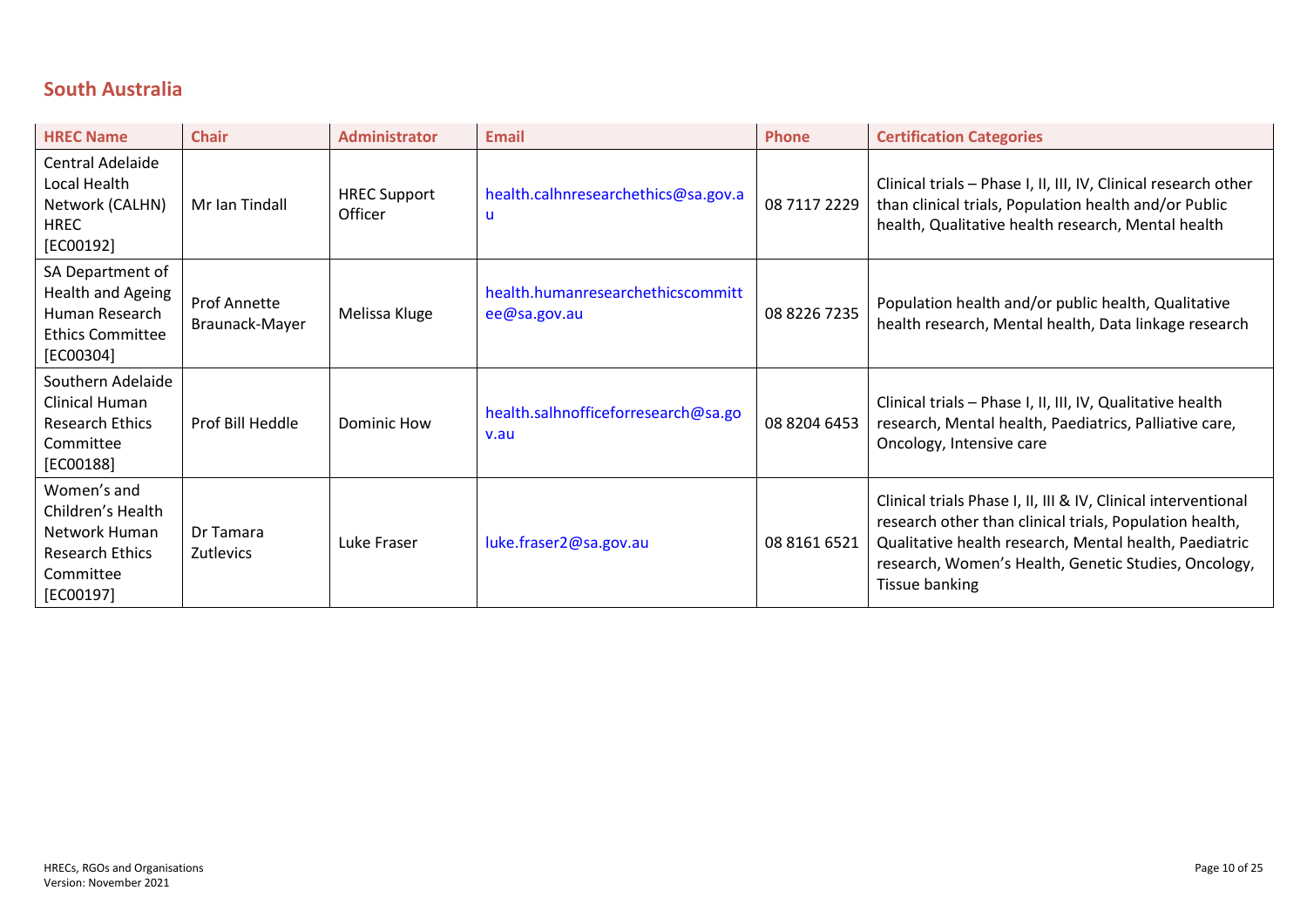## South Australia

| HREC Name | Chair | Administrator | Email | Phone | Certification Categories |
|---|---|---|---|---|---|
| Central Adelaide Local Health Network (CALHN) HREC [EC00192] | Mr Ian Tindall | HREC Support Officer | health.calhnresearchethics@sa.gov.au | 08 7117 2229 | Clinical trials – Phase I, II, III, IV, Clinical research other than clinical trials, Population health and/or Public health, Qualitative health research, Mental health |
| SA Department of Health and Ageing Human Research Ethics Committee [EC00304] | Prof Annette Braunack-Mayer | Melissa Kluge | health.humanresearchethicscommittee@sa.gov.au | 08 8226 7235 | Population health and/or public health, Qualitative health research, Mental health, Data linkage research |
| Southern Adelaide Clinical Human Research Ethics Committee [EC00188] | Prof Bill Heddle | Dominic How | health.salhnofficeforresearch@sa.gov.au | 08 8204 6453 | Clinical trials – Phase I, II, III, IV, Qualitative health research, Mental health, Paediatrics, Palliative care, Oncology, Intensive care |
| Women's and Children's Health Network Human Research Ethics Committee [EC00197] | Dr Tamara Zutlevics | Luke Fraser | luke.fraser2@sa.gov.au | 08 8161 6521 | Clinical trials Phase I, II, III & IV, Clinical interventional research other than clinical trials, Population health, Qualitative health research, Mental health, Paediatric research, Women's Health, Genetic Studies, Oncology, Tissue banking |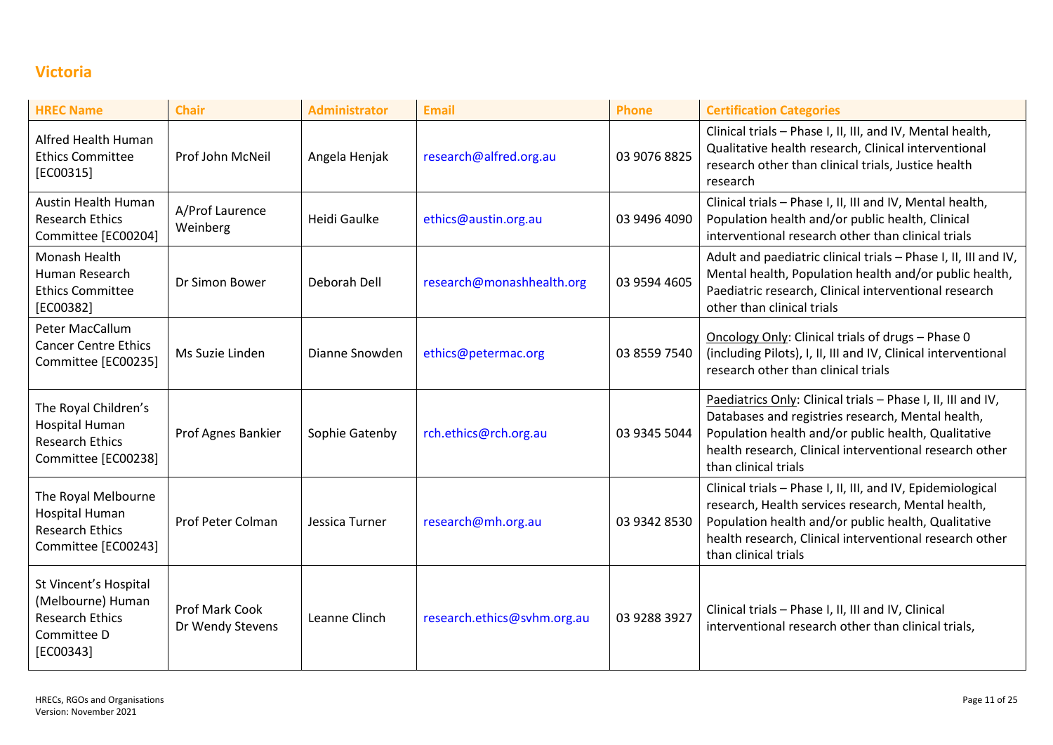## Victoria

| HREC Name | Chair | Administrator | Email | Phone | Certification Categories |
|---|---|---|---|---|---|
| Alfred Health Human Ethics Committee [EC00315] | Prof John McNeil | Angela Henjak | research@alfred.org.au | 03 9076 8825 | Clinical trials – Phase I, II, III, and IV, Mental health, Qualitative health research, Clinical interventional research other than clinical trials, Justice health research |
| Austin Health Human Research Ethics Committee [EC00204] | A/Prof Laurence Weinberg | Heidi Gaulke | ethics@austin.org.au | 03 9496 4090 | Clinical trials – Phase I, II, III and IV, Mental health, Population health and/or public health, Clinical interventional research other than clinical trials |
| Monash Health Human Research Ethics Committee [EC00382] | Dr Simon Bower | Deborah Dell | research@monashhealth.org | 03 9594 4605 | Adult and paediatric clinical trials – Phase I, II, III and IV, Mental health, Population health and/or public health, Paediatric research, Clinical interventional research other than clinical trials |
| Peter MacCallum Cancer Centre Ethics Committee [EC00235] | Ms Suzie Linden | Dianne Snowden | ethics@petermac.org | 03 8559 7540 | Oncology Only: Clinical trials of drugs – Phase 0 (including Pilots), I, II, III and IV, Clinical interventional research other than clinical trials |
| The Royal Children's Hospital Human Research Ethics Committee [EC00238] | Prof Agnes Bankier | Sophie Gatenby | rch.ethics@rch.org.au | 03 9345 5044 | Paediatrics Only: Clinical trials – Phase I, II, III and IV, Databases and registries research, Mental health, Population health and/or public health, Qualitative health research, Clinical interventional research other than clinical trials |
| The Royal Melbourne Hospital Human Research Ethics Committee [EC00243] | Prof Peter Colman | Jessica Turner | research@mh.org.au | 03 9342 8530 | Clinical trials – Phase I, II, III, and IV, Epidemiological research, Health services research, Mental health, Population health and/or public health, Qualitative health research, Clinical interventional research other than clinical trials |
| St Vincent's Hospital (Melbourne) Human Research Ethics Committee D [EC00343] | Prof Mark Cook<br>Dr Wendy Stevens | Leanne Clinch | research.ethics@svhm.org.au | 03 9288 3927 | Clinical trials – Phase I, II, III and IV, Clinical interventional research other than clinical trials, |

HRECs, RGOs and Organisations
Version: November 2021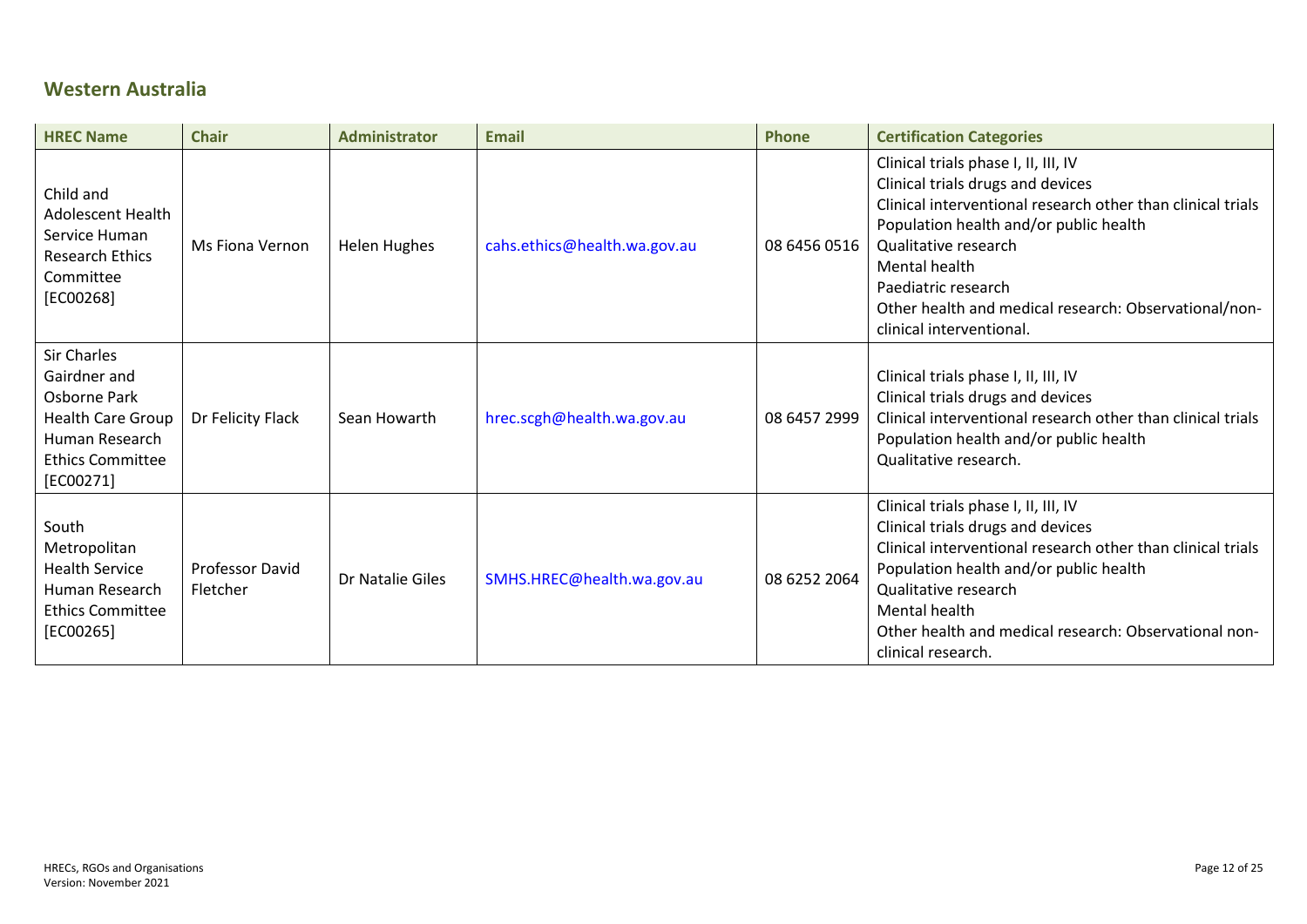## Western Australia

| HREC Name | Chair | Administrator | Email | Phone | Certification Categories |
|---|---|---|---|---|---|
| Child and Adolescent Health Service Human Research Ethics Committee [EC00268] | Ms Fiona Vernon | Helen Hughes | cahs.ethics@health.wa.gov.au | 08 6456 0516 | Clinical trials phase I, II, III, IV<br>Clinical trials drugs and devices<br>Clinical interventional research other than clinical trials<br>Population health and/or public health<br>Qualitative research<br>Mental health<br>Paediatric research<br>Other health and medical research: Observational/non-clinical interventional. |
| Sir Charles Gairdner and Osborne Park Health Care Group Human Research Ethics Committee [EC00271] | Dr Felicity Flack | Sean Howarth | hrec.scgh@health.wa.gov.au | 08 6457 2999 | Clinical trials phase I, II, III, IV<br>Clinical trials drugs and devices<br>Clinical interventional research other than clinical trials<br>Population health and/or public health<br>Qualitative research. |
| South Metropolitan Health Service Human Research Ethics Committee [EC00265] | Professor David Fletcher | Dr Natalie Giles | SMHS.HREC@health.wa.gov.au | 08 6252 2064 | Clinical trials phase I, II, III, IV<br>Clinical trials drugs and devices<br>Clinical interventional research other than clinical trials<br>Population health and/or public health<br>Qualitative research<br>Mental health<br>Other health and medical research: Observational non-clinical research. |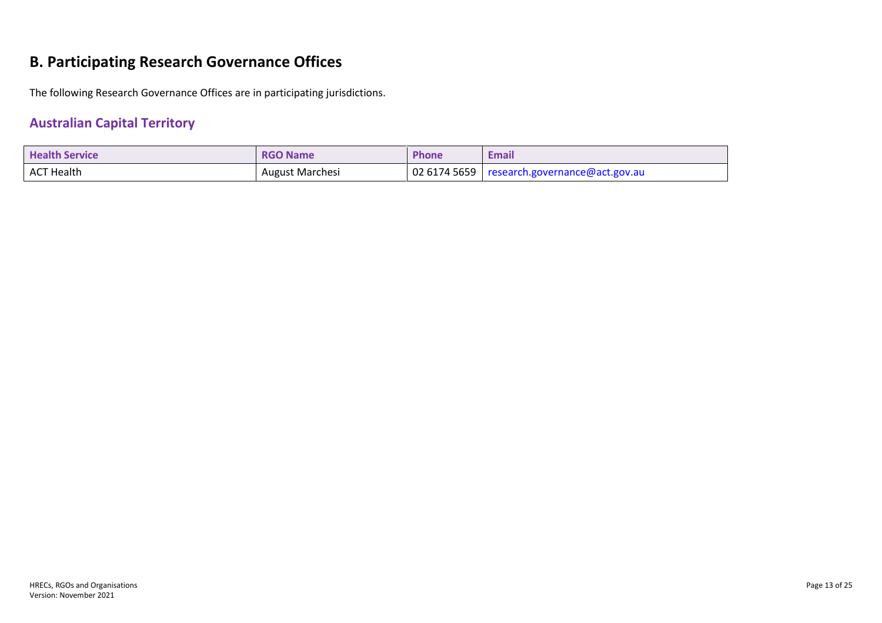## B. Participating Research Governance Offices

The following Research Governance Offices are in participating jurisdictions.

### Australian Capital Territory

| Health Service | RGO Name | Phone | Email |
|---|---|---|---|
| ACT Health | August Marchesi | 02 6174 5659 | research.governance@act.gov.au |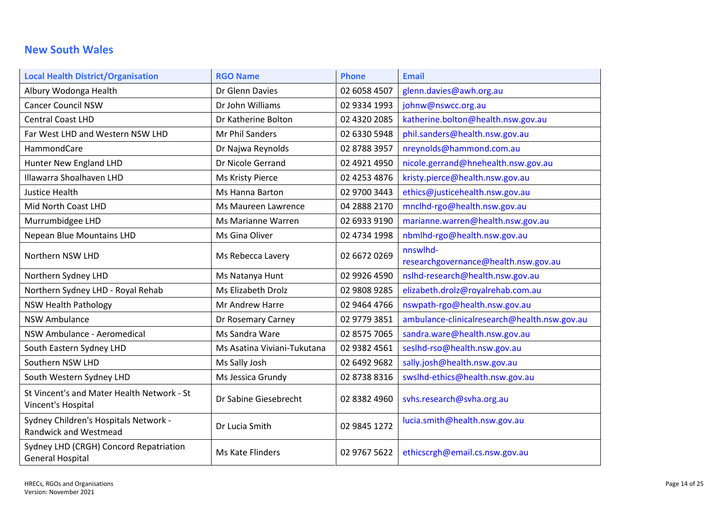## New South Wales

| Local Health District/Organisation | RGO Name | Phone | Email |
|---|---|---|---|
| Albury Wodonga Health | Dr Glenn Davies | 02 6058 4507 | glenn.davies@awh.org.au |
| Cancer Council NSW | Dr John Williams | 02 9334 1993 | johnw@nswcc.org.au |
| Central Coast LHD | Dr Katherine Bolton | 02 4320 2085 | katherine.bolton@health.nsw.gov.au |
| Far West LHD and Western NSW LHD | Mr Phil Sanders | 02 6330 5948 | phil.sanders@health.nsw.gov.au |
| HammondCare | Dr Najwa Reynolds | 02 8788 3957 | nreynolds@hammond.com.au |
| Hunter New England LHD | Dr Nicole Gerrand | 02 4921 4950 | nicole.gerrand@hnehealth.nsw.gov.au |
| Illawarra Shoalhaven LHD | Ms Kristy Pierce | 02 4253 4876 | kristy.pierce@health.nsw.gov.au |
| Justice Health | Ms Hanna Barton | 02 9700 3443 | ethics@justicehealth.nsw.gov.au |
| Mid North Coast LHD | Ms Maureen Lawrence | 04 2888 2170 | mnclhd-rgo@health.nsw.gov.au |
| Murrumbidgee LHD | Ms Marianne Warren | 02 6933 9190 | marianne.warren@health.nsw.gov.au |
| Nepean Blue Mountains LHD | Ms Gina Oliver | 02 4734 1998 | nbmlhd-rgo@health.nsw.gov.au |
| Northern NSW LHD | Ms Rebecca Lavery | 02 6672 0269 | nnswlhd-researchgovernance@health.nsw.gov.au |
| Northern Sydney LHD | Ms Natanya Hunt | 02 9926 4590 | nslhd-research@health.nsw.gov.au |
| Northern Sydney LHD - Royal Rehab | Ms Elizabeth Drolz | 02 9808 9285 | elizabeth.drolz@royalrehab.com.au |
| NSW Health Pathology | Mr Andrew Harre | 02 9464 4766 | nswpath-rgo@health.nsw.gov.au |
| NSW Ambulance | Dr Rosemary Carney | 02 9779 3851 | ambulance-clinicalresearch@health.nsw.gov.au |
| NSW Ambulance - Aeromedical | Ms Sandra Ware | 02 8575 7065 | sandra.ware@health.nsw.gov.au |
| South Eastern Sydney LHD | Ms Asatina Viviani-Tukutana | 02 9382 4561 | seslhd-rso@health.nsw.gov.au |
| Southern NSW LHD | Ms Sally Josh | 02 6492 9682 | sally.josh@health.nsw.gov.au |
| South Western Sydney LHD | Ms Jessica Grundy | 02 8738 8316 | swslhd-ethics@health.nsw.gov.au |
| St Vincent's and Mater Health Network - St Vincent's Hospital | Dr Sabine Giesebrecht | 02 8382 4960 | svhs.research@svha.org.au |
| Sydney Children's Hospitals Network - Randwick and Westmead | Dr Lucia Smith | 02 9845 1272 | lucia.smith@health.nsw.gov.au |
| Sydney LHD (CRGH) Concord Repatriation General Hospital | Ms Kate Flinders | 02 9767 5622 | ethicscrgh@email.cs.nsw.gov.au |

HRECs, RGOs and Organisations
Version: November 2021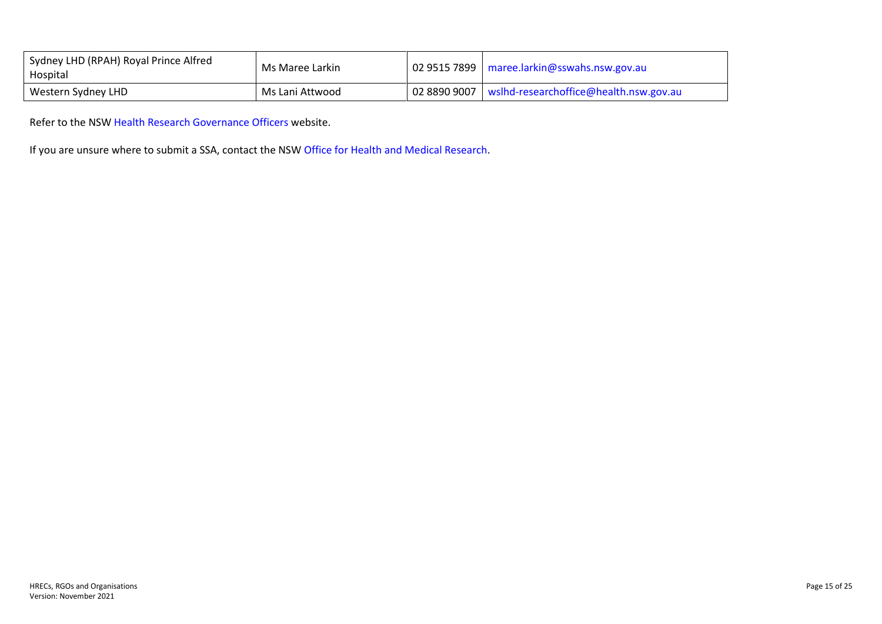| Sydney LHD (RPAH) Royal Prince Alfred Hospital | Ms Maree Larkin | 02 9515 7899 | maree.larkin@sswahs.nsw.gov.au |
|---|---|---|---|
| Western Sydney LHD | Ms Lani Attwood | 02 8890 9007 | wslhd-researchoffice@health.nsw.gov.au |

Refer to the NSW Health Research Governance Officers website.

If you are unsure where to submit a SSA, contact the NSW Office for Health and Medical Research.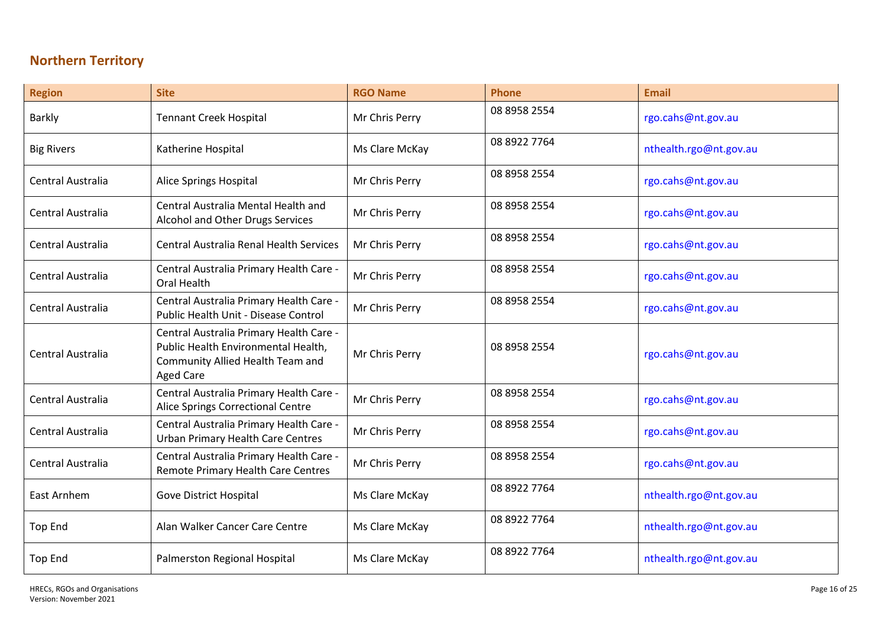## Northern Territory

| Region | Site | RGO Name | Phone | Email |
|---|---|---|---|---|
| Barkly | Tennant Creek Hospital | Mr Chris Perry | 08 8958 2554 | rgo.cahs@nt.gov.au |
| Big Rivers | Katherine Hospital | Ms Clare McKay | 08 8922 7764 | nthealth.rgo@nt.gov.au |
| Central Australia | Alice Springs Hospital | Mr Chris Perry | 08 8958 2554 | rgo.cahs@nt.gov.au |
| Central Australia | Central Australia Mental Health and Alcohol and Other Drugs Services | Mr Chris Perry | 08 8958 2554 | rgo.cahs@nt.gov.au |
| Central Australia | Central Australia Renal Health Services | Mr Chris Perry | 08 8958 2554 | rgo.cahs@nt.gov.au |
| Central Australia | Central Australia Primary Health Care - Oral Health | Mr Chris Perry | 08 8958 2554 | rgo.cahs@nt.gov.au |
| Central Australia | Central Australia Primary Health Care - Public Health Unit - Disease Control | Mr Chris Perry | 08 8958 2554 | rgo.cahs@nt.gov.au |
| Central Australia | Central Australia Primary Health Care - Public Health Environmental Health, Community Allied Health Team and Aged Care | Mr Chris Perry | 08 8958 2554 | rgo.cahs@nt.gov.au |
| Central Australia | Central Australia Primary Health Care - Alice Springs Correctional Centre | Mr Chris Perry | 08 8958 2554 | rgo.cahs@nt.gov.au |
| Central Australia | Central Australia Primary Health Care - Urban Primary Health Care Centres | Mr Chris Perry | 08 8958 2554 | rgo.cahs@nt.gov.au |
| Central Australia | Central Australia Primary Health Care - Remote Primary Health Care Centres | Mr Chris Perry | 08 8958 2554 | rgo.cahs@nt.gov.au |
| East Arnhem | Gove District Hospital | Ms Clare McKay | 08 8922 7764 | nthealth.rgo@nt.gov.au |
| Top End | Alan Walker Cancer Care Centre | Ms Clare McKay | 08 8922 7764 | nthealth.rgo@nt.gov.au |
| Top End | Palmerston Regional Hospital | Ms Clare McKay | 08 8922 7764 | nthealth.rgo@nt.gov.au |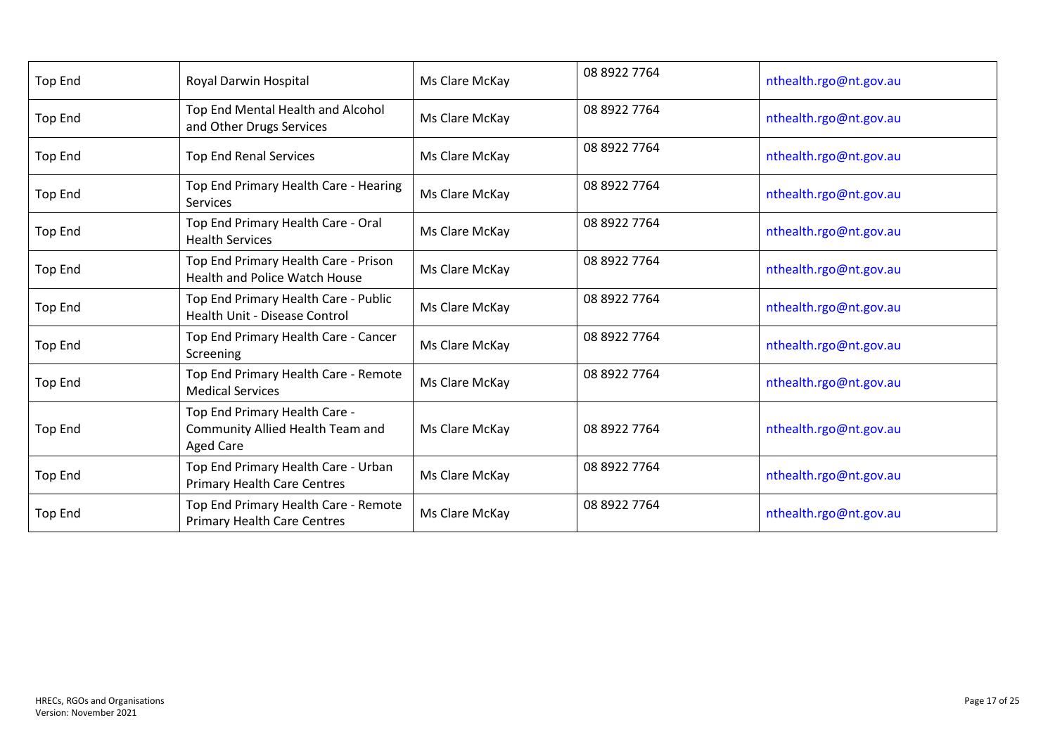| | | | | |
|---|---|---|---|---|
| Top End | Royal Darwin Hospital | Ms Clare McKay | 08 8922 7764 | nthealth.rgo@nt.gov.au |
| Top End | Top End Mental Health and Alcohol and Other Drugs Services | Ms Clare McKay | 08 8922 7764 | nthealth.rgo@nt.gov.au |
| Top End | Top End Renal Services | Ms Clare McKay | 08 8922 7764 | nthealth.rgo@nt.gov.au |
| Top End | Top End Primary Health Care - Hearing Services | Ms Clare McKay | 08 8922 7764 | nthealth.rgo@nt.gov.au |
| Top End | Top End Primary Health Care - Oral Health Services | Ms Clare McKay | 08 8922 7764 | nthealth.rgo@nt.gov.au |
| Top End | Top End Primary Health Care - Prison Health and Police Watch House | Ms Clare McKay | 08 8922 7764 | nthealth.rgo@nt.gov.au |
| Top End | Top End Primary Health Care - Public Health Unit - Disease Control | Ms Clare McKay | 08 8922 7764 | nthealth.rgo@nt.gov.au |
| Top End | Top End Primary Health Care - Cancer Screening | Ms Clare McKay | 08 8922 7764 | nthealth.rgo@nt.gov.au |
| Top End | Top End Primary Health Care - Remote Medical Services | Ms Clare McKay | 08 8922 7764 | nthealth.rgo@nt.gov.au |
| Top End | Top End Primary Health Care - Community Allied Health Team and Aged Care | Ms Clare McKay | 08 8922 7764 | nthealth.rgo@nt.gov.au |
| Top End | Top End Primary Health Care - Urban Primary Health Care Centres | Ms Clare McKay | 08 8922 7764 | nthealth.rgo@nt.gov.au |
| Top End | Top End Primary Health Care - Remote Primary Health Care Centres | Ms Clare McKay | 08 8922 7764 | nthealth.rgo@nt.gov.au |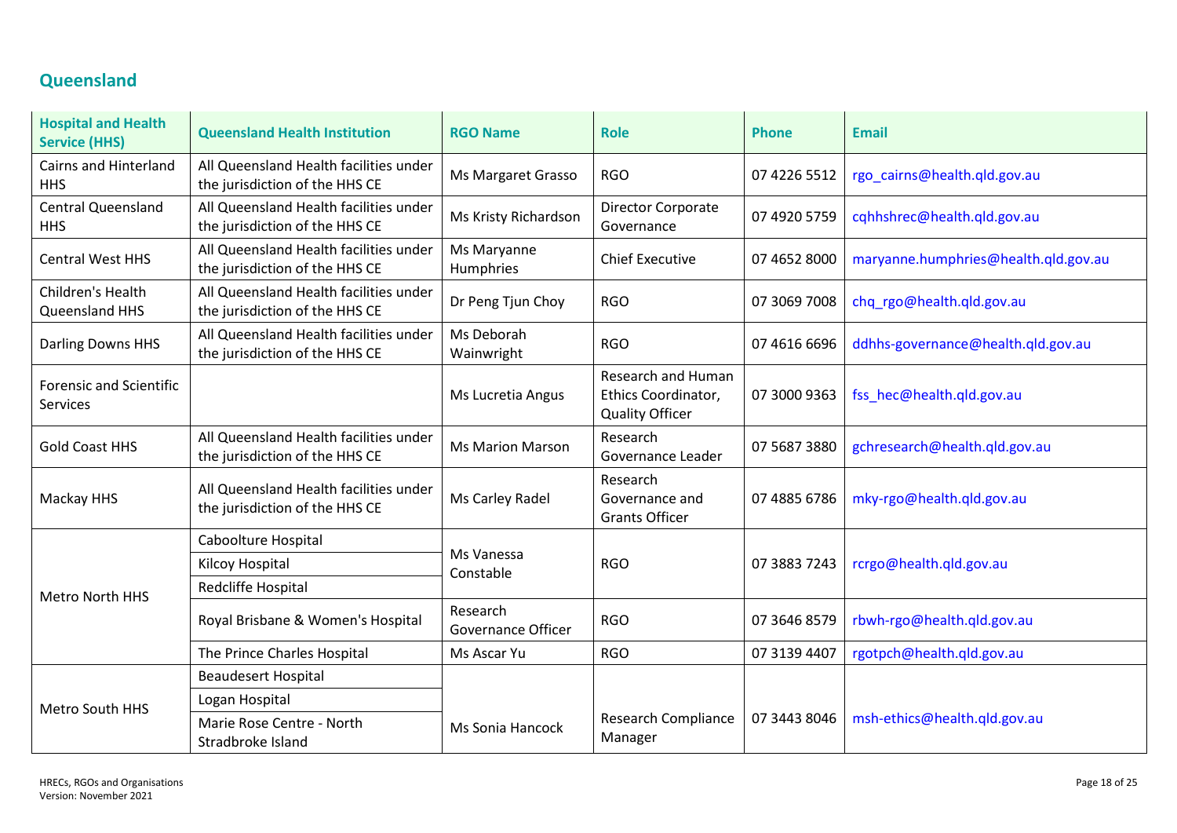## Queensland

| Hospital and Health Service (HHS) | Queensland Health Institution | RGO Name | Role | Phone | Email |
|---|---|---|---|---|---|
| Cairns and Hinterland HHS | All Queensland Health facilities under the jurisdiction of the HHS CE | Ms Margaret Grasso | RGO | 07 4226 5512 | rgo_cairns@health.qld.gov.au |
| Central Queensland HHS | All Queensland Health facilities under the jurisdiction of the HHS CE | Ms Kristy Richardson | Director Corporate Governance | 07 4920 5759 | cqhhshrec@health.qld.gov.au |
| Central West HHS | All Queensland Health facilities under the jurisdiction of the HHS CE | Ms Maryanne Humphries | Chief Executive | 07 4652 8000 | maryanne.humphries@health.qld.gov.au |
| Children's Health Queensland HHS | All Queensland Health facilities under the jurisdiction of the HHS CE | Dr Peng Tjun Choy | RGO | 07 3069 7008 | chq_rgo@health.qld.gov.au |
| Darling Downs HHS | All Queensland Health facilities under the jurisdiction of the HHS CE | Ms Deborah Wainwright | RGO | 07 4616 6696 | ddhhs-governance@health.qld.gov.au |
| Forensic and Scientific Services | | Ms Lucretia Angus | Research and Human Ethics Coordinator, Quality Officer | 07 3000 9363 | fss_hec@health.qld.gov.au |
| Gold Coast HHS | All Queensland Health facilities under the jurisdiction of the HHS CE | Ms Marion Marson | Research Governance Leader | 07 5687 3880 | gchresearch@health.qld.gov.au |
| Mackay HHS | All Queensland Health facilities under the jurisdiction of the HHS CE | Ms Carley Radel | Research Governance and Grants Officer | 07 4885 6786 | mky-rgo@health.qld.gov.au |
| Metro North HHS | Caboolture Hospital | Ms Vanessa Constable | RGO | 07 3883 7243 | rcrgo@health.qld.gov.au |
| | Kilcoy Hospital | | | | |
| | Redcliffe Hospital | | | | |
| | Royal Brisbane & Women's Hospital | Research Governance Officer | RGO | 07 3646 8579 | rbwh-rgo@health.qld.gov.au |
| | The Prince Charles Hospital | Ms Ascar Yu | RGO | 07 3139 4407 | rgotpch@health.qld.gov.au |
| Metro South HHS | Beaudesert Hospital | Ms Sonia Hancock | Research Compliance Manager | 07 3443 8046 | msh-ethics@health.qld.gov.au |
| | Logan Hospital | | | | |
| | Marie Rose Centre - North Stradbroke Island | | | | |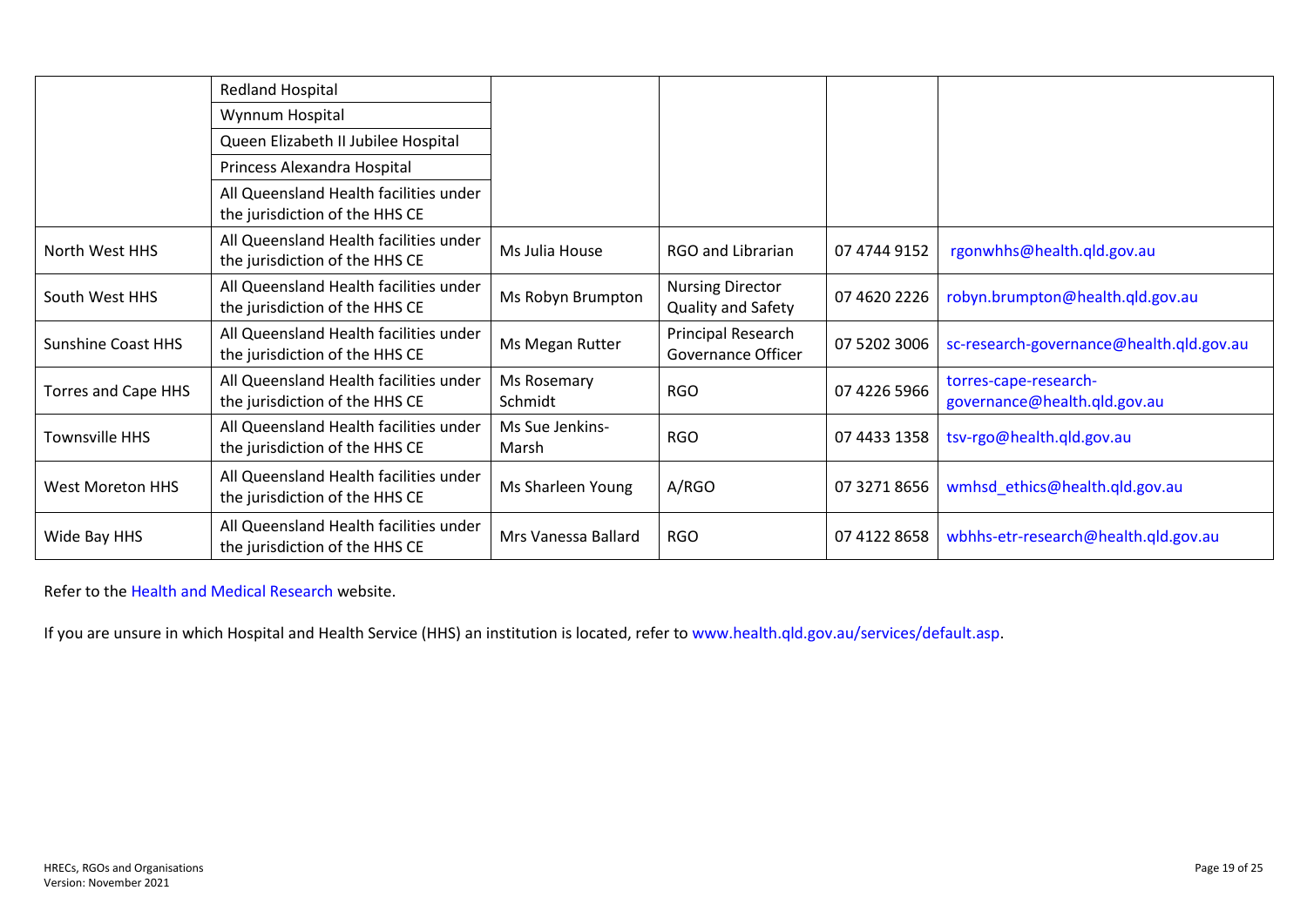| | | | | | |
|---|---|---|---|---|---|
| | Redland Hospital | | | | |
| | Wynnum Hospital | | | | |
| | Queen Elizabeth II Jubilee Hospital | | | | |
| | Princess Alexandra Hospital | | | | |
| | All Queensland Health facilities under the jurisdiction of the HHS CE | | | | |
| North West HHS | All Queensland Health facilities under the jurisdiction of the HHS CE | Ms Julia House | RGO and Librarian | 07 4744 9152 | rgonwhhs@health.qld.gov.au |
| South West HHS | All Queensland Health facilities under the jurisdiction of the HHS CE | Ms Robyn Brumpton | Nursing Director Quality and Safety | 07 4620 2226 | robyn.brumpton@health.qld.gov.au |
| Sunshine Coast HHS | All Queensland Health facilities under the jurisdiction of the HHS CE | Ms Megan Rutter | Principal Research Governance Officer | 07 5202 3006 | sc-research-governance@health.qld.gov.au |
| Torres and Cape HHS | All Queensland Health facilities under the jurisdiction of the HHS CE | Ms Rosemary Schmidt | RGO | 07 4226 5966 | torres-cape-research-governance@health.qld.gov.au |
| Townsville HHS | All Queensland Health facilities under the jurisdiction of the HHS CE | Ms Sue Jenkins-Marsh | RGO | 07 4433 1358 | tsv-rgo@health.qld.gov.au |
| West Moreton HHS | All Queensland Health facilities under the jurisdiction of the HHS CE | Ms Sharleen Young | A/RGO | 07 3271 8656 | wmhsd_ethics@health.qld.gov.au |
| Wide Bay HHS | All Queensland Health facilities under the jurisdiction of the HHS CE | Mrs Vanessa Ballard | RGO | 07 4122 8658 | wbhhs-etr-research@health.qld.gov.au |

Refer to the Health and Medical Research website.

If you are unsure in which Hospital and Health Service (HHS) an institution is located, refer to www.health.qld.gov.au/services/default.asp.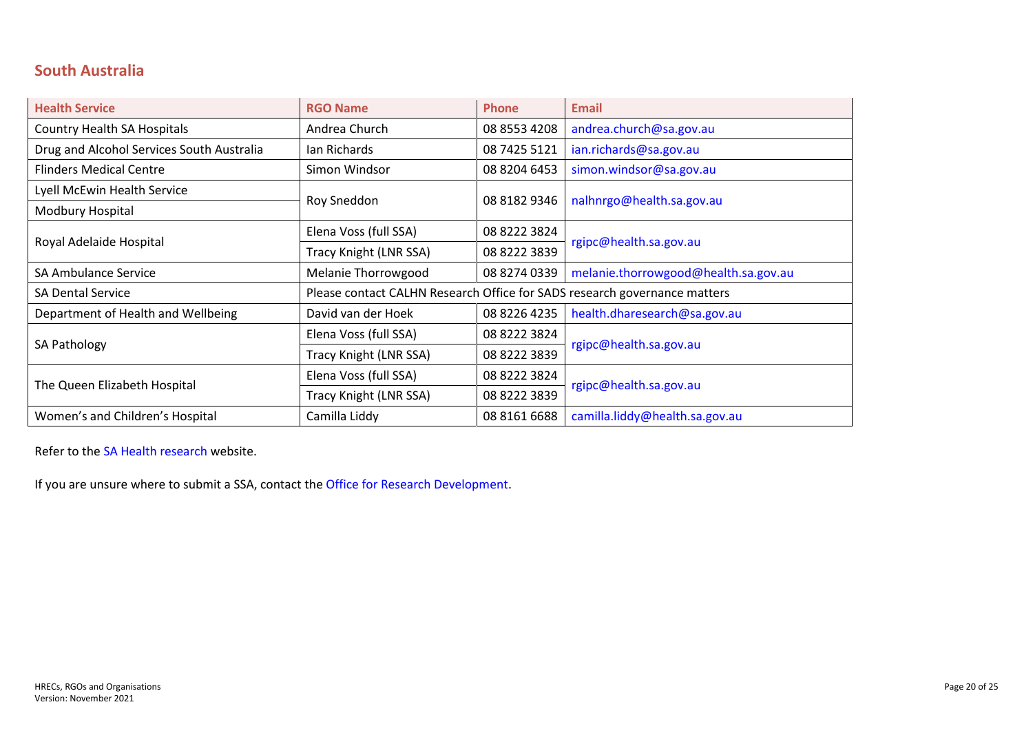## South Australia

| Health Service | RGO Name | Phone | Email |
|---|---|---|---|
| Country Health SA Hospitals | Andrea Church | 08 8553 4208 | andrea.church@sa.gov.au |
| Drug and Alcohol Services South Australia | Ian Richards | 08 7425 5121 | ian.richards@sa.gov.au |
| Flinders Medical Centre | Simon Windsor | 08 8204 6453 | simon.windsor@sa.gov.au |
| Lyell McEwin Health Service | Roy Sneddon | 08 8182 9346 | nalhnrgo@health.sa.gov.au |
| Modbury Hospital | | | |
| Royal Adelaide Hospital | Elena Voss (full SSA) | 08 8222 3824 | rgipc@health.sa.gov.au |
| | Tracy Knight (LNR SSA) | 08 8222 3839 | |
| SA Ambulance Service | Melanie Thorrowgood | 08 8274 0339 | melanie.thorrowgood@health.sa.gov.au |
| SA Dental Service | Please contact CALHN Research Office for SADS research governance matters | | |
| Department of Health and Wellbeing | David van der Hoek | 08 8226 4235 | health.dharesearch@sa.gov.au |
| SA Pathology | Elena Voss (full SSA) | 08 8222 3824 | rgipc@health.sa.gov.au |
| | Tracy Knight (LNR SSA) | 08 8222 3839 | |
| The Queen Elizabeth Hospital | Elena Voss (full SSA) | 08 8222 3824 | rgipc@health.sa.gov.au |
| | Tracy Knight (LNR SSA) | 08 8222 3839 | |
| Women's and Children's Hospital | Camilla Liddy | 08 8161 6688 | camilla.liddy@health.sa.gov.au |

Refer to the SA Health research website.

If you are unsure where to submit a SSA, contact the Office for Research Development.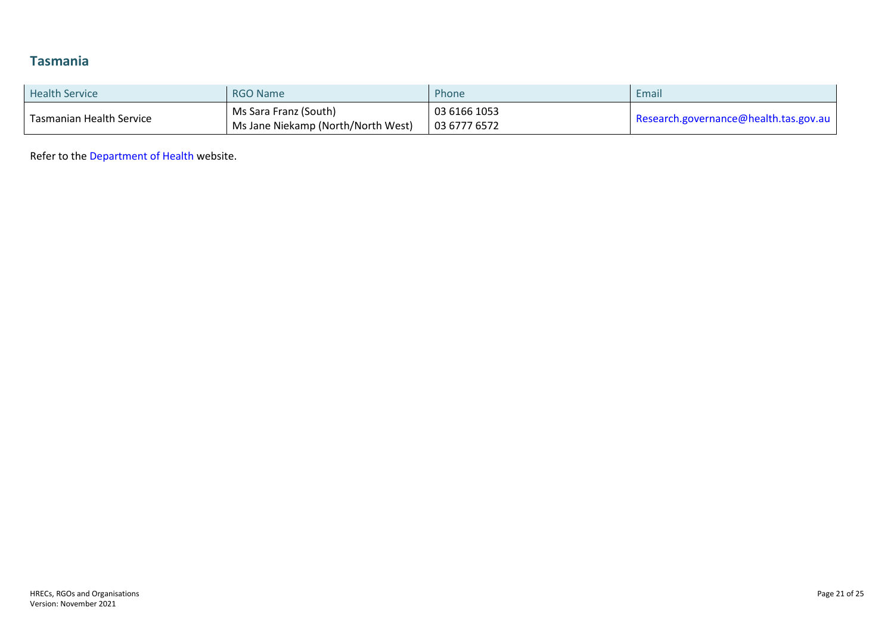## Tasmania

| Health Service | RGO Name | Phone | Email |
|---|---|---|---|
| Tasmanian Health Service | Ms Sara Franz (South)<br>Ms Jane Niekamp (North/North West) | 03 6166 1053<br>03 6777 6572 | Research.governance@health.tas.gov.au |

Refer to the Department of Health website.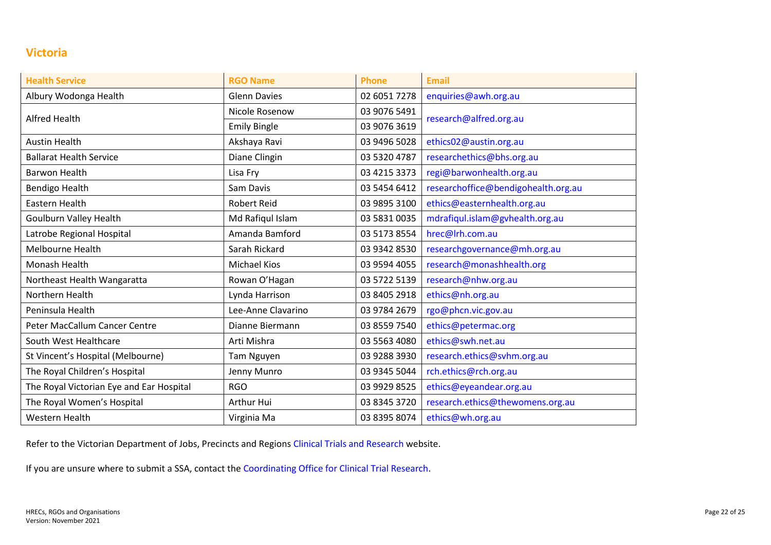## Victoria

| Health Service | RGO Name | Phone | Email |
| --- | --- | --- | --- |
| Albury Wodonga Health | Glenn Davies | 02 6051 7278 | enquiries@awh.org.au |
| Alfred Health | Nicole Rosenow | 03 9076 5491 | research@alfred.org.au |
| | Emily Bingle | 03 9076 3619 | |
| Austin Health | Akshaya Ravi | 03 9496 5028 | ethics02@austin.org.au |
| Ballarat Health Service | Diane Clingin | 03 5320 4787 | researchethics@bhs.org.au |
| Barwon Health | Lisa Fry | 03 4215 3373 | regi@barwonhealth.org.au |
| Bendigo Health | Sam Davis | 03 5454 6412 | researchoffice@bendigohealth.org.au |
| Eastern Health | Robert Reid | 03 9895 3100 | ethics@easternhealth.org.au |
| Goulburn Valley Health | Md Rafiqul Islam | 03 5831 0035 | mdrafiqul.islam@gvhealth.org.au |
| Latrobe Regional Hospital | Amanda Bamford | 03 5173 8554 | hrec@lrh.com.au |
| Melbourne Health | Sarah Rickard | 03 9342 8530 | researchgovernance@mh.org.au |
| Monash Health | Michael Kios | 03 9594 4055 | research@monashhealth.org |
| Northeast Health Wangaratta | Rowan O'Hagan | 03 5722 5139 | research@nhw.org.au |
| Northern Health | Lynda Harrison | 03 8405 2918 | ethics@nh.org.au |
| Peninsula Health | Lee-Anne Clavarino | 03 9784 2679 | rgo@phcn.vic.gov.au |
| Peter MacCallum Cancer Centre | Dianne Biermann | 03 8559 7540 | ethics@petermac.org |
| South West Healthcare | Arti Mishra | 03 5563 4080 | ethics@swh.net.au |
| St Vincent's Hospital (Melbourne) | Tam Nguyen | 03 9288 3930 | research.ethics@svhm.org.au |
| The Royal Children's Hospital | Jenny Munro | 03 9345 5044 | rch.ethics@rch.org.au |
| The Royal Victorian Eye and Ear Hospital | RGO | 03 9929 8525 | ethics@eyeandear.org.au |
| The Royal Women's Hospital | Arthur Hui | 03 8345 3720 | research.ethics@thewomens.org.au |
| Western Health | Virginia Ma | 03 8395 8074 | ethics@wh.org.au |

Refer to the Victorian Department of Jobs, Precincts and Regions Clinical Trials and Research website.

If you are unsure where to submit a SSA, contact the Coordinating Office for Clinical Trial Research.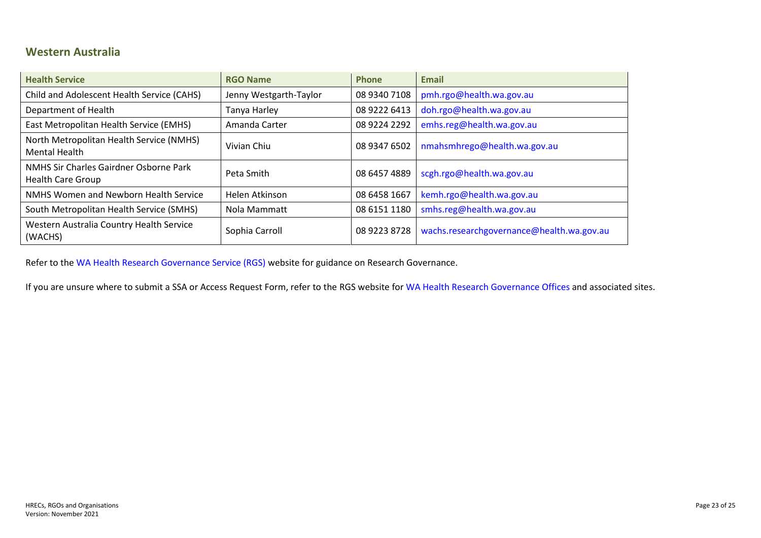## Western Australia

| Health Service | RGO Name | Phone | Email |
| --- | --- | --- | --- |
| Child and Adolescent Health Service (CAHS) | Jenny Westgarth-Taylor | 08 9340 7108 | pmh.rgo@health.wa.gov.au |
| Department of Health | Tanya Harley | 08 9222 6413 | doh.rgo@health.wa.gov.au |
| East Metropolitan Health Service (EMHS) | Amanda Carter | 08 9224 2292 | emhs.reg@health.wa.gov.au |
| North Metropolitan Health Service (NMHS) Mental Health | Vivian Chiu | 08 9347 6502 | nmahsmhrego@health.wa.gov.au |
| NMHS Sir Charles Gairdner Osborne Park Health Care Group | Peta Smith | 08 6457 4889 | scgh.rgo@health.wa.gov.au |
| NMHS Women and Newborn Health Service | Helen Atkinson | 08 6458 1667 | kemh.rgo@health.wa.gov.au |
| South Metropolitan Health Service (SMHS) | Nola Mammatt | 08 6151 1180 | smhs.reg@health.wa.gov.au |
| Western Australia Country Health Service (WACHS) | Sophia Carroll | 08 9223 8728 | wachs.researchgovernance@health.wa.gov.au |

Refer to the WA Health Research Governance Service (RGS) website for guidance on Research Governance.

If you are unsure where to submit a SSA or Access Request Form, refer to the RGS website for WA Health Research Governance Offices and associated sites.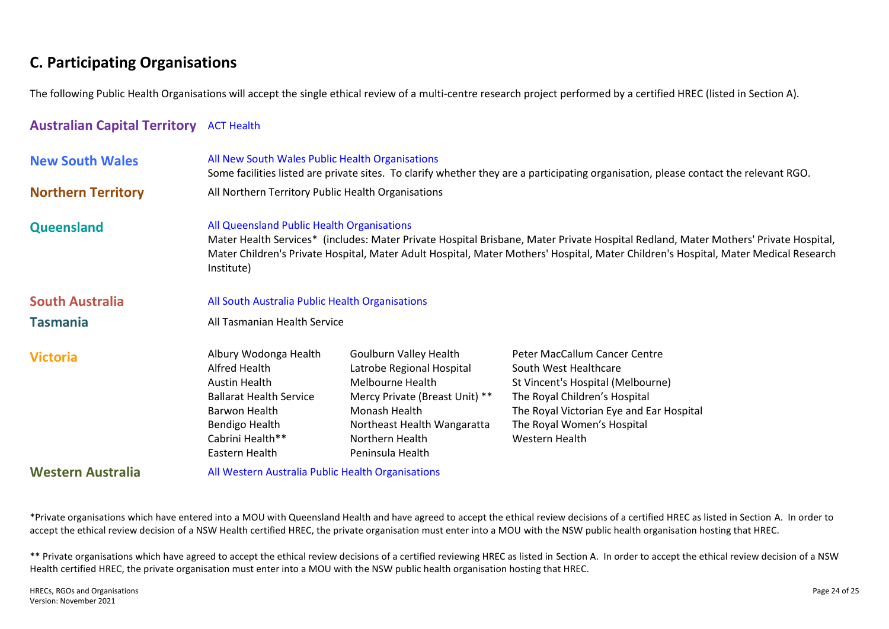## C. Participating Organisations

The following Public Health Organisations will accept the single ethical review of a multi-centre research project performed by a certified HREC (listed in Section A).

| State/Territory | Participating Organisations |
|---|---|
| **Australian Capital Territory** | ACT Health |
| **New South Wales** | All New South Wales Public Health Organisations<br>Some facilities listed are private sites. To clarify whether they are a participating organisation, please contact the relevant RGO. |
| **Northern Territory** | All Northern Territory Public Health Organisations |
| **Queensland** | All Queensland Public Health Organisations<br>Mater Health Services* (includes: Mater Private Hospital Brisbane, Mater Private Hospital Redland, Mater Mothers' Private Hospital, Mater Children's Private Hospital, Mater Adult Hospital, Mater Mothers' Hospital, Mater Children's Hospital, Mater Medical Research Institute) |
| **South Australia** | All South Australia Public Health Organisations |
| **Tasmania** | All Tasmanian Health Service |
| **Victoria** | Albury Wodonga Health<br>Alfred Health<br>Austin Health<br>Ballarat Health Service<br>Barwon Health<br>Bendigo Health<br>Cabrini Health**<br>Eastern Health<br>Goulburn Valley Health<br>Latrobe Regional Hospital<br>Melbourne Health<br>Mercy Private (Breast Unit) **<br>Monash Health<br>Northeast Health Wangaratta<br>Northern Health<br>Peninsula Health<br>Peter MacCallum Cancer Centre<br>South West Healthcare<br>St Vincent's Hospital (Melbourne)<br>The Royal Children's Hospital<br>The Royal Victorian Eye and Ear Hospital<br>The Royal Women's Hospital<br>Western Health |
| **Western Australia** | All Western Australia Public Health Organisations |

*Private organisations which have entered into a MOU with Queensland Health and have agreed to accept the ethical review decisions of a certified HREC as listed in Section A. In order to accept the ethical review decision of a NSW Health certified HREC, the private organisation must enter into a MOU with the NSW public health organisation hosting that HREC.

** Private organisations which have agreed to accept the ethical review decisions of a certified reviewing HREC as listed in Section A. In order to accept the ethical review decision of a NSW Health certified HREC, the private organisation must enter into a MOU with the NSW public health organisation hosting that HREC.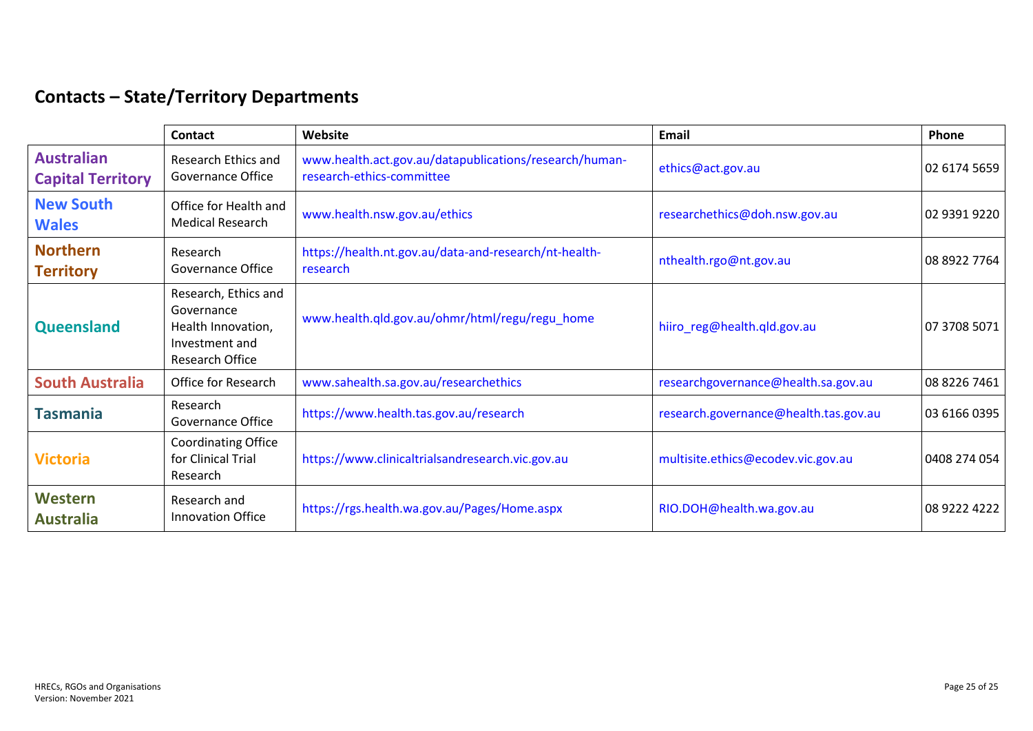## Contacts – State/Territory Departments

| | Contact | Website | Email | Phone |
|---|---|---|---|---|
| **Australian Capital Territory** | Research Ethics and Governance Office | www.health.act.gov.au/datapublications/research/human-research-ethics-committee | ethics@act.gov.au | 02 6174 5659 |
| **New South Wales** | Office for Health and Medical Research | www.health.nsw.gov.au/ethics | researchethics@doh.nsw.gov.au | 02 9391 9220 |
| **Northern Territory** | Research Governance Office | https://health.nt.gov.au/data-and-research/nt-health-research | nthealth.rgo@nt.gov.au | 08 8922 7764 |
| **Queensland** | Research, Ethics and Governance Health Innovation, Investment and Research Office | www.health.qld.gov.au/ohmr/html/regu/regu_home | hiiro_reg@health.qld.gov.au | 07 3708 5071 |
| **South Australia** | Office for Research | www.sahealth.sa.gov.au/researchethics | researchgovernance@health.sa.gov.au | 08 8226 7461 |
| **Tasmania** | Research Governance Office | https://www.health.tas.gov.au/research | research.governance@health.tas.gov.au | 03 6166 0395 |
| **Victoria** | Coordinating Office for Clinical Trial Research | https://www.clinicaltrialsandresearch.vic.gov.au | multisite.ethics@ecodev.vic.gov.au | 0408 274 054 |
| **Western Australia** | Research and Innovation Office | https://rgs.health.wa.gov.au/Pages/Home.aspx | RIO.DOH@health.wa.gov.au | 08 9222 4222 |